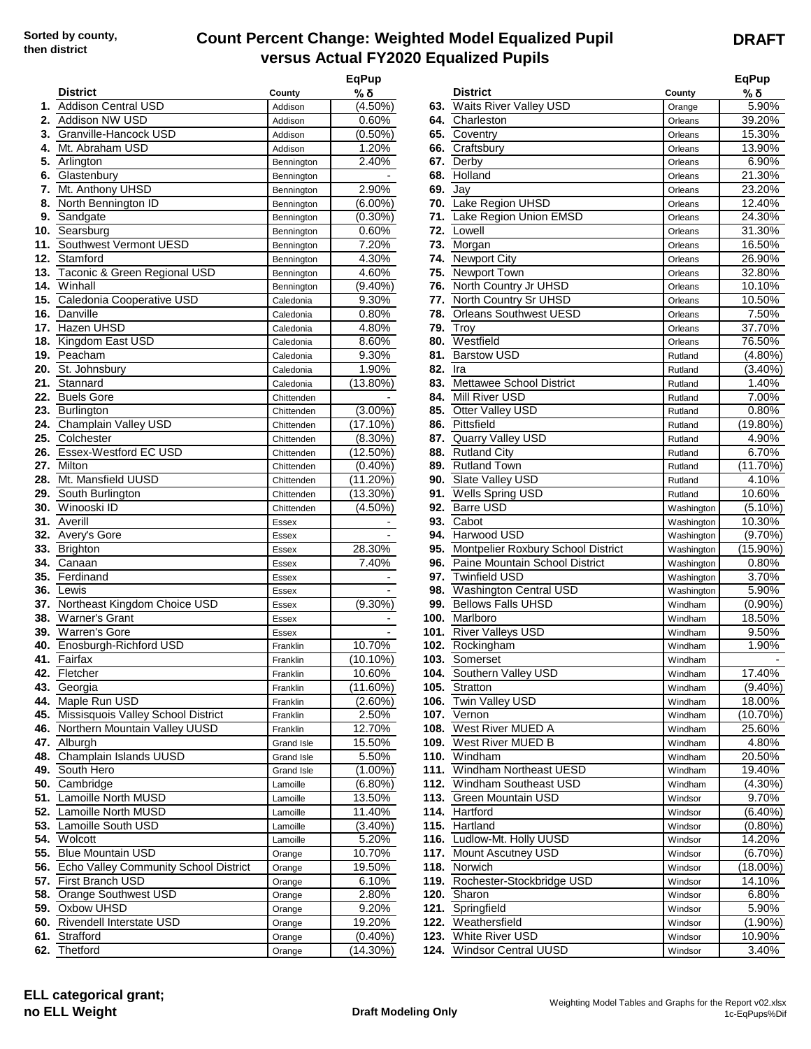Sorted by county, then district

# Count Percent Change: Weighted Model Equalized Pupil versus Actual FY2020 Equalized Pupils

**DRAFT**

| # | District | County | EqPup % δ |
|---|---|---|---|
| 1. | Addison Central USD | Addison | (4.50%) |
| 2. | Addison NW USD | Addison | 0.60% |
| 3. | Granville-Hancock USD | Addison | (0.50%) |
| 4. | Mt. Abraham USD | Addison | 1.20% |
| 5. | Arlington | Bennington | 2.40% |
| 6. | Glastenbury | Bennington | - |
| 7. | Mt. Anthony UHSD | Bennington | 2.90% |
| 8. | North Bennington ID | Bennington | (6.00%) |
| 9. | Sandgate | Bennington | (0.30%) |
| 10. | Searsburg | Bennington | 0.60% |
| 11. | Southwest Vermont UESD | Bennington | 7.20% |
| 12. | Stamford | Bennington | 4.30% |
| 13. | Taconic & Green Regional USD | Bennington | 4.60% |
| 14. | Winhall | Bennington | (9.40%) |
| 15. | Caledonia Cooperative USD | Caledonia | 9.30% |
| 16. | Danville | Caledonia | 0.80% |
| 17. | Hazen UHSD | Caledonia | 4.80% |
| 18. | Kingdom East USD | Caledonia | 8.60% |
| 19. | Peacham | Caledonia | 9.30% |
| 20. | St. Johnsbury | Caledonia | 1.90% |
| 21. | Stannard | Caledonia | (13.80%) |
| 22. | Buels Gore | Chittenden | - |
| 23. | Burlington | Chittenden | (3.00%) |
| 24. | Champlain Valley USD | Chittenden | (17.10%) |
| 25. | Colchester | Chittenden | (8.30%) |
| 26. | Essex-Westford EC USD | Chittenden | (12.50%) |
| 27. | Milton | Chittenden | (0.40%) |
| 28. | Mt. Mansfield UUSD | Chittenden | (11.20%) |
| 29. | South Burlington | Chittenden | (13.30%) |
| 30. | Winooski ID | Chittenden | (4.50%) |
| 31. | Averill | Essex | - |
| 32. | Avery's Gore | Essex | - |
| 33. | Brighton | Essex | 28.30% |
| 34. | Canaan | Essex | 7.40% |
| 35. | Ferdinand | Essex | - |
| 36. | Lewis | Essex | - |
| 37. | Northeast Kingdom Choice USD | Essex | (9.30%) |
| 38. | Warner's Grant | Essex | - |
| 39. | Warren's Gore | Essex | - |
| 40. | Enosburgh-Richford USD | Franklin | 10.70% |
| 41. | Fairfax | Franklin | (10.10%) |
| 42. | Fletcher | Franklin | 10.60% |
| 43. | Georgia | Franklin | (11.60%) |
| 44. | Maple Run USD | Franklin | (2.60%) |
| 45. | Missisquois Valley School District | Franklin | 2.50% |
| 46. | Northern Mountain Valley UUSD | Franklin | 12.70% |
| 47. | Alburgh | Grand Isle | 15.50% |
| 48. | Champlain Islands UUSD | Grand Isle | 5.50% |
| 49. | South Hero | Grand Isle | (1.00%) |
| 50. | Cambridge | Lamoille | (6.80%) |
| 51. | Lamoille North MUSD | Lamoille | 13.50% |
| 52. | Lamoille North MUSD | Lamoille | 11.40% |
| 53. | Lamoille South USD | Lamoille | (3.40%) |
| 54. | Wolcott | Lamoille | 5.20% |
| 55. | Blue Mountain USD | Orange | 10.70% |
| 56. | Echo Valley Community School District | Orange | 19.50% |
| 57. | First Branch USD | Orange | 6.10% |
| 58. | Orange Southwest USD | Orange | 2.80% |
| 59. | Oxbow UHSD | Orange | 9.20% |
| 60. | Rivendell Interstate USD | Orange | 19.20% |
| 61. | Strafford | Orange | (0.40%) |
| 62. | Thetford | Orange | (14.30%) |
| 63. | Waits River Valley USD | Orange | 5.90% |
| 64. | Charleston | Orleans | 39.20% |
| 65. | Coventry | Orleans | 15.30% |
| 66. | Craftsbury | Orleans | 13.90% |
| 67. | Derby | Orleans | 6.90% |
| 68. | Holland | Orleans | 21.30% |
| 69. | Jay | Orleans | 23.20% |
| 70. | Lake Region UHSD | Orleans | 12.40% |
| 71. | Lake Region Union EMSD | Orleans | 24.30% |
| 72. | Lowell | Orleans | 31.30% |
| 73. | Morgan | Orleans | 16.50% |
| 74. | Newport City | Orleans | 26.90% |
| 75. | Newport Town | Orleans | 32.80% |
| 76. | North Country Jr UHSD | Orleans | 10.10% |
| 77. | North Country Sr UHSD | Orleans | 10.50% |
| 78. | Orleans Southwest UESD | Orleans | 7.50% |
| 79. | Troy | Orleans | 37.70% |
| 80. | Westfield | Orleans | 76.50% |
| 81. | Barstow USD | Rutland | (4.80%) |
| 82. | Ira | Rutland | (3.40%) |
| 83. | Mettawee School District | Rutland | 1.40% |
| 84. | Mill River USD | Rutland | 7.00% |
| 85. | Otter Valley USD | Rutland | 0.80% |
| 86. | Pittsfield | Rutland | (19.80%) |
| 87. | Quarry Valley USD | Rutland | 4.90% |
| 88. | Rutland City | Rutland | 6.70% |
| 89. | Rutland Town | Rutland | (11.70%) |
| 90. | Slate Valley USD | Rutland | 4.10% |
| 91. | Wells Spring USD | Rutland | 10.60% |
| 92. | Barre USD | Washington | (5.10%) |
| 93. | Cabot | Washington | 10.30% |
| 94. | Harwood USD | Washington | (9.70%) |
| 95. | Montpelier Roxbury School District | Washington | (15.90%) |
| 96. | Paine Mountain School District | Washington | 0.80% |
| 97. | Twinfield USD | Washington | 3.70% |
| 98. | Washington Central USD | Washington | 5.90% |
| 99. | Bellows Falls UHSD | Windham | (0.90%) |
| 100. | Marlboro | Windham | 18.50% |
| 101. | River Valleys USD | Windham | 9.50% |
| 102. | Rockingham | Windham | 1.90% |
| 103. | Somerset | Windham | - |
| 104. | Southern Valley USD | Windham | 17.40% |
| 105. | Stratton | Windham | (9.40%) |
| 106. | Twin Valley USD | Windham | 18.00% |
| 107. | Vernon | Windham | (10.70%) |
| 108. | West River MUED A | Windham | 25.60% |
| 109. | West River MUED B | Windham | 4.80% |
| 110. | Windham | Windham | 20.50% |
| 111. | Windham Northeast UESD | Windham | 19.40% |
| 112. | Windham Southeast USD | Windham | (4.30%) |
| 113. | Green Mountain USD | Windsor | 9.70% |
| 114. | Hartford | Windsor | (6.40%) |
| 115. | Hartland | Windsor | (0.80%) |
| 116. | Ludlow-Mt. Holly UUSD | Windsor | 14.20% |
| 117. | Mount Ascutney USD | Windsor | (6.70%) |
| 118. | Norwich | Windsor | (18.00%) |
| 119. | Rochester-Stockbridge USD | Windsor | 14.10% |
| 120. | Sharon | Windsor | 6.80% |
| 121. | Springfield | Windsor | 5.90% |
| 122. | Weathersfield | Windsor | (1.90%) |
| 123. | White River USD | Windsor | 10.90% |
| 124. | Windsor Central UUSD | Windsor | 3.40% |

**ELL categorical grant; no ELL Weight**

**Draft Modeling Only**

Weighting Model Tables and Graphs for the Report v02.xlsx
1c-EqPups%Dif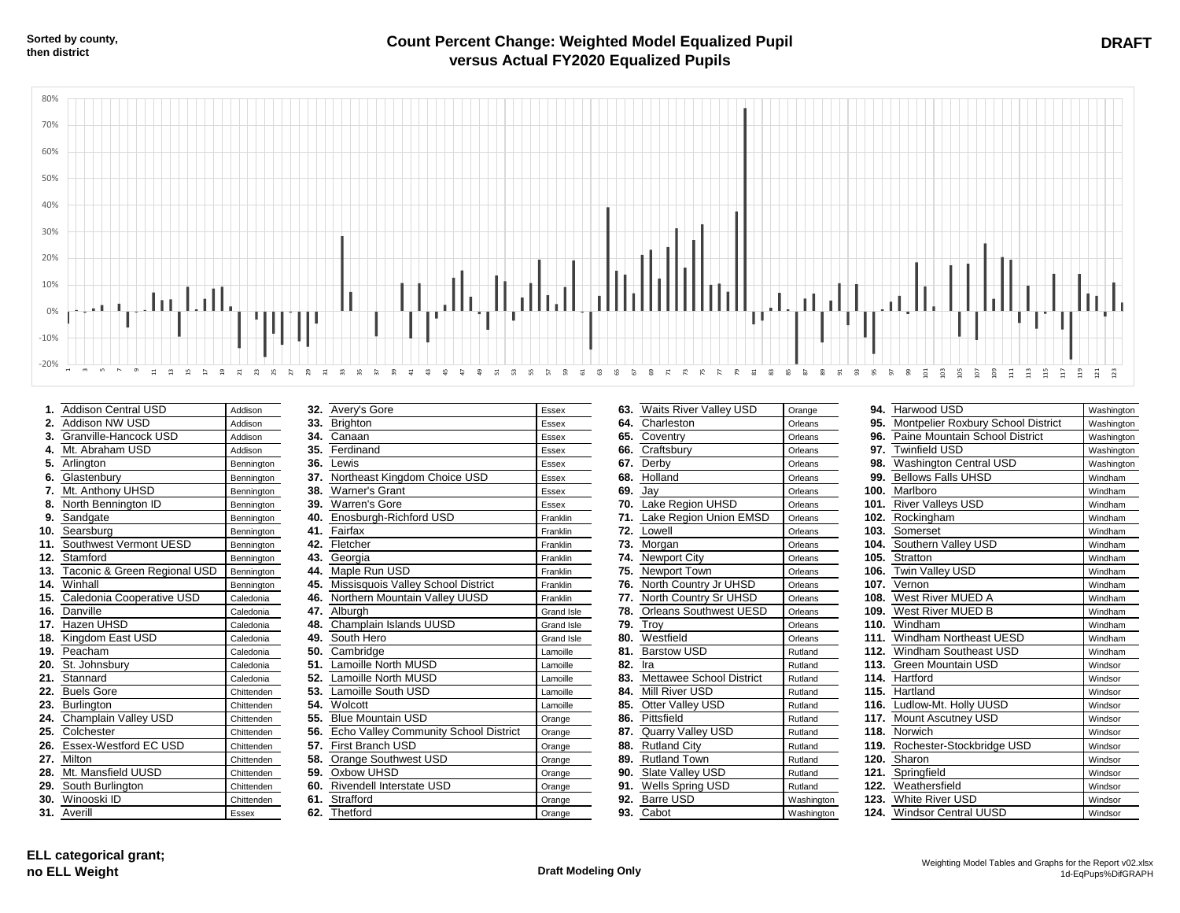Sorted by county, then district

# Count Percent Change: Weighted Model Equalized Pupil versus Actual FY2020 Equalized Pupils

DRAFT

80%
70%
60%
50%
40%
30%
20%
10%
0%
-10%
-20%

1 3 5 7 9 11 13 15 17 19 21 23 25 27 29 31 33 35 37 39 41 43 45 47 49 51 53 55 57 59 61 63 65 67 69 71 73 75 77 79 81 83 85 87 89 91 93 95 97 99 101 103 105 107 109 111 113 115 117 119 121 123

| | | |
|---|---|---|
| 1. | Addison Central USD | Addison |
| 2. | Addison NW USD | Addison |
| 3. | Granville-Hancock USD | Addison |
| 4. | Mt. Abraham USD | Addison |
| 5. | Arlington | Bennington |
| 6. | Glastenbury | Bennington |
| 7. | Mt. Anthony UHSD | Bennington |
| 8. | North Bennington ID | Bennington |
| 9. | Sandgate | Bennington |
| 10. | Searsburg | Bennington |
| 11. | Southwest Vermont UESD | Bennington |
| 12. | Stamford | Bennington |
| 13. | Taconic & Green Regional USD | Bennington |
| 14. | Winhall | Bennington |
| 15. | Caledonia Cooperative USD | Caledonia |
| 16. | Danville | Caledonia |
| 17. | Hazen UHSD | Caledonia |
| 18. | Kingdom East USD | Caledonia |
| 19. | Peacham | Caledonia |
| 20. | St. Johnsbury | Caledonia |
| 21. | Stannard | Caledonia |
| 22. | Buels Gore | Chittenden |
| 23. | Burlington | Chittenden |
| 24. | Champlain Valley USD | Chittenden |
| 25. | Colchester | Chittenden |
| 26. | Essex-Westford EC USD | Chittenden |
| 27. | Milton | Chittenden |
| 28. | Mt. Mansfield UUSD | Chittenden |
| 29. | South Burlington | Chittenden |
| 30. | Winooski ID | Chittenden |
| 31. | Averill | Essex |
| 32. | Avery's Gore | Essex |
| 33. | Brighton | Essex |
| 34. | Canaan | Essex |
| 35. | Ferdinand | Essex |
| 36. | Lewis | Essex |
| 37. | Northeast Kingdom Choice USD | Essex |
| 38. | Warner's Grant | Essex |
| 39. | Warren's Gore | Essex |
| 40. | Enosburgh-Richford USD | Franklin |
| 41. | Fairfax | Franklin |
| 42. | Fletcher | Franklin |
| 43. | Georgia | Franklin |
| 44. | Maple Run USD | Franklin |
| 45. | Missisquois Valley School District | Franklin |
| 46. | Northern Mountain Valley UUSD | Franklin |
| 47. | Alburgh | Grand Isle |
| 48. | Champlain Islands UUSD | Grand Isle |
| 49. | South Hero | Grand Isle |
| 50. | Cambridge | Lamoille |
| 51. | Lamoille North MUSD | Lamoille |
| 52. | Lamoille North MUSD | Lamoille |
| 53. | Lamoille South USD | Lamoille |
| 54. | Wolcott | Lamoille |
| 55. | Blue Mountain USD | Orange |
| 56. | Echo Valley Community School District | Orange |
| 57. | First Branch USD | Orange |
| 58. | Orange Southwest USD | Orange |
| 59. | Oxbow UHSD | Orange |
| 60. | Rivendell Interstate USD | Orange |
| 61. | Strafford | Orange |
| 62. | Thetford | Orange |
| 63. | Waits River Valley USD | Orange |
| 64. | Charleston | Orleans |
| 65. | Coventry | Orleans |
| 66. | Craftsbury | Orleans |
| 67. | Derby | Orleans |
| 68. | Holland | Orleans |
| 69. | Jay | Orleans |
| 70. | Lake Region UHSD | Orleans |
| 71. | Lake Region Union EMSD | Orleans |
| 72. | Lowell | Orleans |
| 73. | Morgan | Orleans |
| 74. | Newport City | Orleans |
| 75. | Newport Town | Orleans |
| 76. | North Country Jr UHSD | Orleans |
| 77. | North Country Sr UHSD | Orleans |
| 78. | Orleans Southwest UESD | Orleans |
| 79. | Troy | Orleans |
| 80. | Westfield | Orleans |
| 81. | Barstow USD | Rutland |
| 82. | Ira | Rutland |
| 83. | Mettawee School District | Rutland |
| 84. | Mill River USD | Rutland |
| 85. | Otter Valley USD | Rutland |
| 86. | Pittsfield | Rutland |
| 87. | Quarry Valley USD | Rutland |
| 88. | Rutland City | Rutland |
| 89. | Rutland Town | Rutland |
| 90. | Slate Valley USD | Rutland |
| 91. | Wells Spring USD | Rutland |
| 92. | Barre USD | Washington |
| 93. | Cabot | Washington |
| 94. | Harwood USD | Washington |
| 95. | Montpelier Roxbury School District | Washington |
| 96. | Paine Mountain School District | Washington |
| 97. | Twinfield USD | Washington |
| 98. | Washington Central USD | Washington |
| 99. | Bellows Falls UHSD | Windham |
| 100. | Marlboro | Windham |
| 101. | River Valleys USD | Windham |
| 102. | Rockingham | Windham |
| 103. | Somerset | Windham |
| 104. | Southern Valley USD | Windham |
| 105. | Stratton | Windham |
| 106. | Twin Valley USD | Windham |
| 107. | Vernon | Windham |
| 108. | West River MUED A | Windham |
| 109. | West River MUED B | Windham |
| 110. | Windham | Windham |
| 111. | Windham Northeast UESD | Windham |
| 112. | Windham Southeast USD | Windham |
| 113. | Green Mountain USD | Windsor |
| 114. | Hartford | Windsor |
| 115. | Hartland | Windsor |
| 116. | Ludlow-Mt. Holly UUSD | Windsor |
| 117. | Mount Ascutney USD | Windsor |
| 118. | Norwich | Windsor |
| 119. | Rochester-Stockbridge USD | Windsor |
| 120. | Sharon | Windsor |
| 121. | Springfield | Windsor |
| 122. | Weathersfield | Windsor |
| 123. | White River USD | Windsor |
| 124. | Windsor Central UUSD | Windsor |

**ELL categorical grant; no ELL Weight**

**Draft Modeling Only**

Weighting Model Tables and Graphs for the Report v02.xlsx
1d-EqPups%DifGRAPH